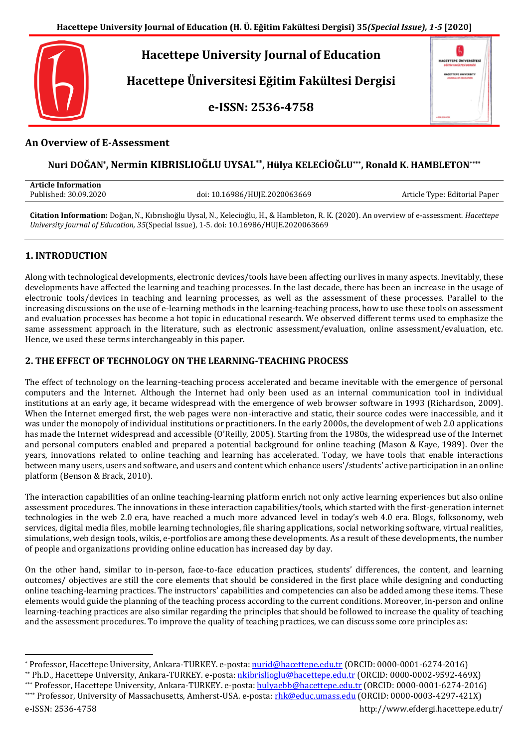# Hacettepe University Journal of Education

# Hacettepe Üniversitesi Eğitim Fakültesi Dergisi

**e-ISSN: 2536-4758**

## An Overview of E-Assessment

### Nuri DOĞAN[*], Nermin KIBRISLIOĞLU UYSAL[**], Hülya KELECİOĞLU[***], Ronald K. HAMBLETON[****]

| **Article Information** | | |
|---|---|---|
| Published: 30.09.2020 | doi: 10.16986/HUJE.2020063669 | Article Type: Editorial Paper |

**Citation Information:** Doğan, N., Kıbrıslıoğlu Uysal, N., Kelecioğlu, H., & Hambleton, R. K. (2020). An overview of e-assessment. *Hacettepe University Journal of Education, 35*(Special Issue), 1-5. doi: 10.16986/HUJE.2020063669

## 1. INTRODUCTION

Along with technological developments, electronic devices/tools have been affecting our lives in many aspects. Inevitably, these developments have affected the learning and teaching processes. In the last decade, there has been an increase in the usage of electronic tools/devices in teaching and learning processes, as well as the assessment of these processes. Parallel to the increasing discussions on the use of e-learning methods in the learning-teaching process, how to use these tools on assessment and evaluation processes has become a hot topic in educational research. We observed different terms used to emphasize the same assessment approach in the literature, such as electronic assessment/evaluation, online assessment/evaluation, etc. Hence, we used these terms interchangeably in this paper.

## 2. THE EFFECT OF TECHNOLOGY ON THE LEARNING-TEACHING PROCESS

The effect of technology on the learning-teaching process accelerated and became inevitable with the emergence of personal computers and the Internet. Although the Internet had only been used as an internal communication tool in individual institutions at an early age, it became widespread with the emergence of web browser software in 1993 (Richardson, 2009). When the Internet emerged first, the web pages were non-interactive and static, their source codes were inaccessible, and it was under the monopoly of individual institutions or practitioners. In the early 2000s, the development of web 2.0 applications has made the Internet widespread and accessible (O'Reilly, 2005). Starting from the 1980s, the widespread use of the Internet and personal computers enabled and prepared a potential background for online teaching (Mason & Kaye, 1989). Over the years, innovations related to online teaching and learning has accelerated. Today, we have tools that enable interactions between many users, users and software, and users and content which enhance users'/students' active participation in an online platform (Benson & Brack, 2010).

The interaction capabilities of an online teaching-learning platform enrich not only active learning experiences but also online assessment procedures. The innovations in these interaction capabilities/tools, which started with the first-generation internet technologies in the web 2.0 era, have reached a much more advanced level in today's web 4.0 era. Blogs, folksonomy, web services, digital media files, mobile learning technologies, file sharing applications, social networking software, virtual realities, simulations, web design tools, wikis, e-portfolios are among these developments. As a result of these developments, the number of people and organizations providing online education has increased day by day.

On the other hand, similar to in-person, face-to-face education practices, students' differences, the content, and learning outcomes/ objectives are still the core elements that should be considered in the first place while designing and conducting online teaching-learning practices. The instructors' capabilities and competencies can also be added among these items. These elements would guide the planning of the teaching process according to the current conditions. Moreover, in-person and online learning-teaching practices are also similar regarding the principles that should be followed to increase the quality of teaching and the assessment procedures. To improve the quality of teaching practices, we can discuss some core principles as:

---

[*] Professor, Hacettepe University, Ankara-TURKEY. e-posta: nurid@hacettepe.edu.tr (ORCID: 0000-0001-6274-2016)

[**] Ph.D., Hacettepe University, Ankara-TURKEY. e-posta: nkibrisliogluu@hacettepe.edu.tr (ORCID: 0000-0002-9592-469X)

[***] Professor, Hacettepe University, Ankara-TURKEY. e-posta: hulyaebb@hacettepe.edu.tr (ORCID: 0000-0001-6274-2016)

[****] Professor, University of Massachusetts, Amherst-USA. e-posta: rhk@educ.umass.edu (ORCID: 0000-0003-4297-421X)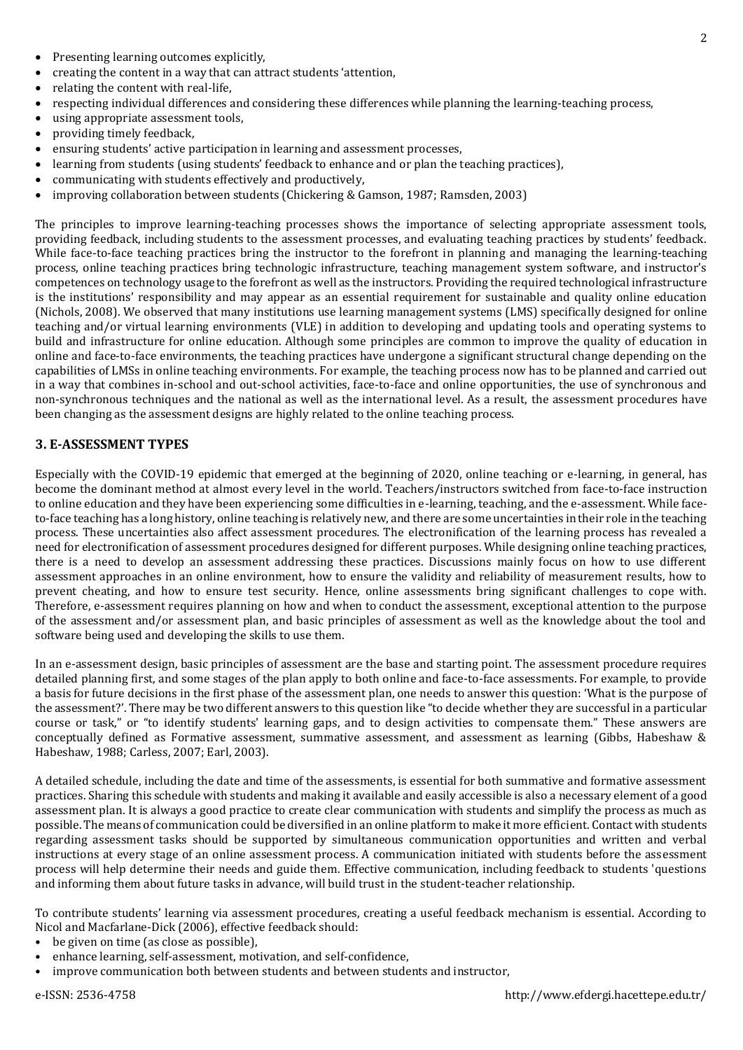- Presenting learning outcomes explicitly,
- creating the content in a way that can attract students 'attention,
- relating the content with real-life,
- respecting individual differences and considering these differences while planning the learning-teaching process,
- using appropriate assessment tools,
- providing timely feedback,
- ensuring students' active participation in learning and assessment processes,
- learning from students (using students' feedback to enhance and or plan the teaching practices),
- communicating with students effectively and productively,
- improving collaboration between students (Chickering & Gamson, 1987; Ramsden, 2003)

The principles to improve learning-teaching processes shows the importance of selecting appropriate assessment tools, providing feedback, including students to the assessment processes, and evaluating teaching practices by students' feedback. While face-to-face teaching practices bring the instructor to the forefront in planning and managing the learning-teaching process, online teaching practices bring technologic infrastructure, teaching management system software, and instructor's competences on technology usage to the forefront as well as the instructors. Providing the required technological infrastructure is the institutions' responsibility and may appear as an essential requirement for sustainable and quality online education (Nichols, 2008). We observed that many institutions use learning management systems (LMS) specifically designed for online teaching and/or virtual learning environments (VLE) in addition to developing and updating tools and operating systems to build and infrastructure for online education. Although some principles are common to improve the quality of education in online and face-to-face environments, the teaching practices have undergone a significant structural change depending on the capabilities of LMSs in online teaching environments. For example, the teaching process now has to be planned and carried out in a way that combines in-school and out-school activities, face-to-face and online opportunities, the use of synchronous and non-synchronous techniques and the national as well as the international level. As a result, the assessment procedures have been changing as the assessment designs are highly related to the online teaching process.

## 3. E-ASSESSMENT TYPES

Especially with the COVID-19 epidemic that emerged at the beginning of 2020, online teaching or e-learning, in general, has become the dominant method at almost every level in the world. Teachers/instructors switched from face-to-face instruction to online education and they have been experiencing some difficulties in e-learning, teaching, and the e-assessment. While face-to-face teaching has a long history, online teaching is relatively new, and there are some uncertainties in their role in the teaching process. These uncertainties also affect assessment procedures. The electronification of the learning process has revealed a need for electronification of assessment procedures designed for different purposes. While designing online teaching practices, there is a need to develop an assessment addressing these practices. Discussions mainly focus on how to use different assessment approaches in an online environment, how to ensure the validity and reliability of measurement results, how to prevent cheating, and how to ensure test security. Hence, online assessments bring significant challenges to cope with. Therefore, e-assessment requires planning on how and when to conduct the assessment, exceptional attention to the purpose of the assessment and/or assessment plan, and basic principles of assessment as well as the knowledge about the tool and software being used and developing the skills to use them.

In an e-assessment design, basic principles of assessment are the base and starting point. The assessment procedure requires detailed planning first, and some stages of the plan apply to both online and face-to-face assessments. For example, to provide a basis for future decisions in the first phase of the assessment plan, one needs to answer this question: 'What is the purpose of the assessment?'. There may be two different answers to this question like "to decide whether they are successful in a particular course or task," or "to identify students' learning gaps, and to design activities to compensate them." These answers are conceptually defined as Formative assessment, summative assessment, and assessment as learning (Gibbs, Habeshaw & Habeshaw, 1988; Carless, 2007; Earl, 2003).

A detailed schedule, including the date and time of the assessments, is essential for both summative and formative assessment practices. Sharing this schedule with students and making it available and easily accessible is also a necessary element of a good assessment plan. It is always a good practice to create clear communication with students and simplify the process as much as possible. The means of communication could be diversified in an online platform to make it more efficient. Contact with students regarding assessment tasks should be supported by simultaneous communication opportunities and written and verbal instructions at every stage of an online assessment process. A communication initiated with students before the assessment process will help determine their needs and guide them. Effective communication, including feedback to students 'questions and informing them about future tasks in advance, will build trust in the student-teacher relationship.

To contribute students' learning via assessment procedures, creating a useful feedback mechanism is essential. According to Nicol and Macfarlane-Dick (2006), effective feedback should:

- be given on time (as close as possible),
- enhance learning, self-assessment, motivation, and self-confidence,
- improve communication both between students and between students and instructor,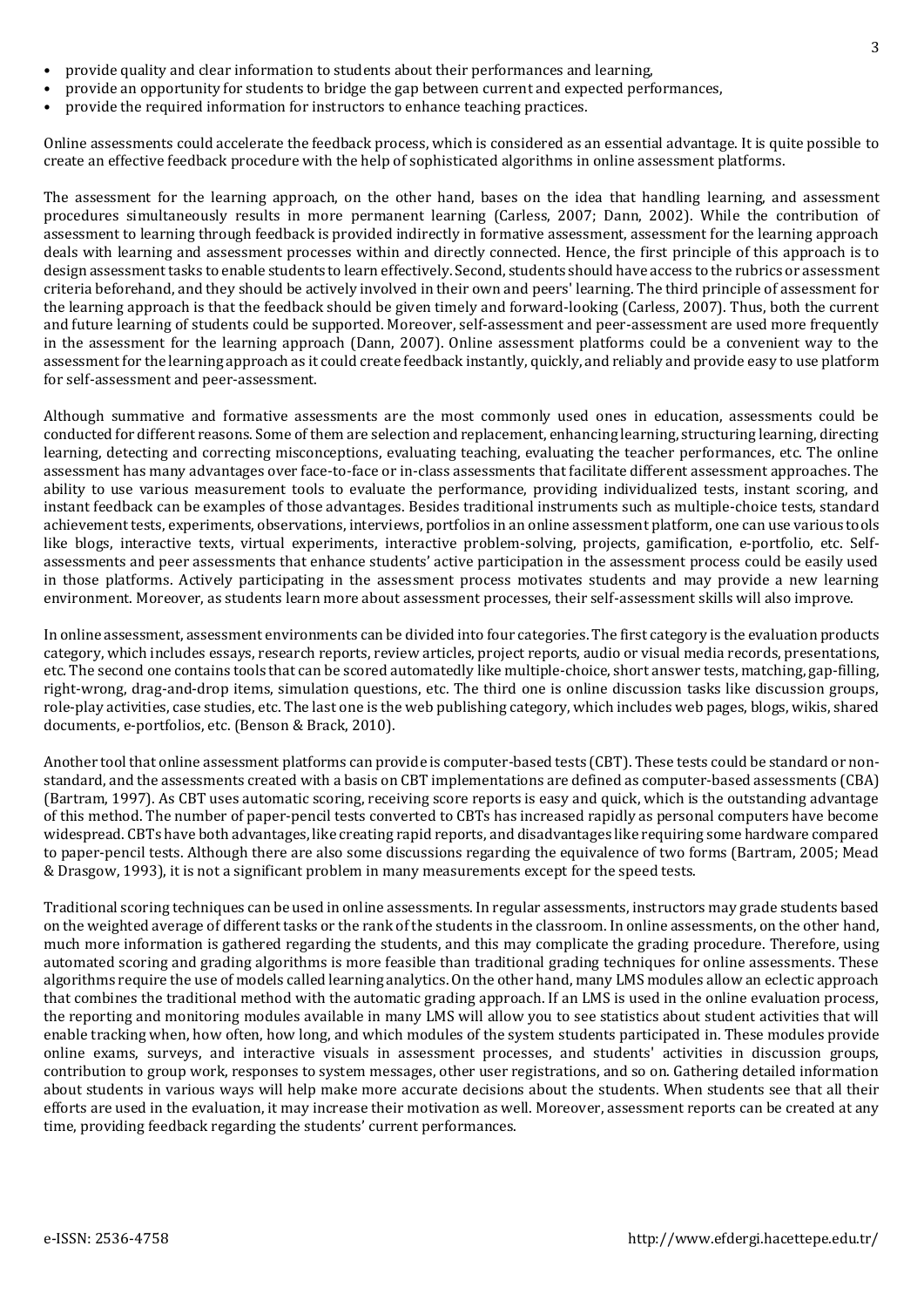- provide quality and clear information to students about their performances and learning,
- provide an opportunity for students to bridge the gap between current and expected performances,
- provide the required information for instructors to enhance teaching practices.

Online assessments could accelerate the feedback process, which is considered as an essential advantage. It is quite possible to create an effective feedback procedure with the help of sophisticated algorithms in online assessment platforms.

The assessment for the learning approach, on the other hand, bases on the idea that handling learning, and assessment procedures simultaneously results in more permanent learning (Carless, 2007; Dann, 2002). While the contribution of assessment to learning through feedback is provided indirectly in formative assessment, assessment for the learning approach deals with learning and assessment processes within and directly connected. Hence, the first principle of this approach is to design assessment tasks to enable students to learn effectively. Second, students should have access to the rubrics or assessment criteria beforehand, and they should be actively involved in their own and peers' learning. The third principle of assessment for the learning approach is that the feedback should be given timely and forward-looking (Carless, 2007). Thus, both the current and future learning of students could be supported. Moreover, self-assessment and peer-assessment are used more frequently in the assessment for the learning approach (Dann, 2007). Online assessment platforms could be a convenient way to the assessment for the learning approach as it could create feedback instantly, quickly, and reliably and provide easy to use platform for self-assessment and peer-assessment.

Although summative and formative assessments are the most commonly used ones in education, assessments could be conducted for different reasons. Some of them are selection and replacement, enhancing learning, structuring learning, directing learning, detecting and correcting misconceptions, evaluating teaching, evaluating the teacher performances, etc. The online assessment has many advantages over face-to-face or in-class assessments that facilitate different assessment approaches. The ability to use various measurement tools to evaluate the performance, providing individualized tests, instant scoring, and instant feedback can be examples of those advantages. Besides traditional instruments such as multiple-choice tests, standard achievement tests, experiments, observations, interviews, portfolios in an online assessment platform, one can use various tools like blogs, interactive texts, virtual experiments, interactive problem-solving, projects, gamification, e-portfolio, etc. Self-assessments and peer assessments that enhance students' active participation in the assessment process could be easily used in those platforms. Actively participating in the assessment process motivates students and may provide a new learning environment. Moreover, as students learn more about assessment processes, their self-assessment skills will also improve.

In online assessment, assessment environments can be divided into four categories. The first category is the evaluation products category, which includes essays, research reports, review articles, project reports, audio or visual media records, presentations, etc. The second one contains tools that can be scored automatedly like multiple-choice, short answer tests, matching, gap-filling, right-wrong, drag-and-drop items, simulation questions, etc. The third one is online discussion tasks like discussion groups, role-play activities, case studies, etc. The last one is the web publishing category, which includes web pages, blogs, wikis, shared documents, e-portfolios, etc. (Benson & Brack, 2010).

Another tool that online assessment platforms can provide is computer-based tests (CBT). These tests could be standard or non-standard, and the assessments created with a basis on CBT implementations are defined as computer-based assessments (CBA) (Bartram, 1997). As CBT uses automatic scoring, receiving score reports is easy and quick, which is the outstanding advantage of this method. The number of paper-pencil tests converted to CBTs has increased rapidly as personal computers have become widespread. CBTs have both advantages, like creating rapid reports, and disadvantages like requiring some hardware compared to paper-pencil tests. Although there are also some discussions regarding the equivalence of two forms (Bartram, 2005; Mead & Drasgow, 1993), it is not a significant problem in many measurements except for the speed tests.

Traditional scoring techniques can be used in online assessments. In regular assessments, instructors may grade students based on the weighted average of different tasks or the rank of the students in the classroom. In online assessments, on the other hand, much more information is gathered regarding the students, and this may complicate the grading procedure. Therefore, using automated scoring and grading algorithms is more feasible than traditional grading techniques for online assessments. These algorithms require the use of models called learning analytics. On the other hand, many LMS modules allow an eclectic approach that combines the traditional method with the automatic grading approach. If an LMS is used in the online evaluation process, the reporting and monitoring modules available in many LMS will allow you to see statistics about student activities that will enable tracking when, how often, how long, and which modules of the system students participated in. These modules provide online exams, surveys, and interactive visuals in assessment processes, and students' activities in discussion groups, contribution to group work, responses to system messages, other user registrations, and so on. Gathering detailed information about students in various ways will help make more accurate decisions about the students. When students see that all their efforts are used in the evaluation, it may increase their motivation as well. Moreover, assessment reports can be created at any time, providing feedback regarding the students' current performances.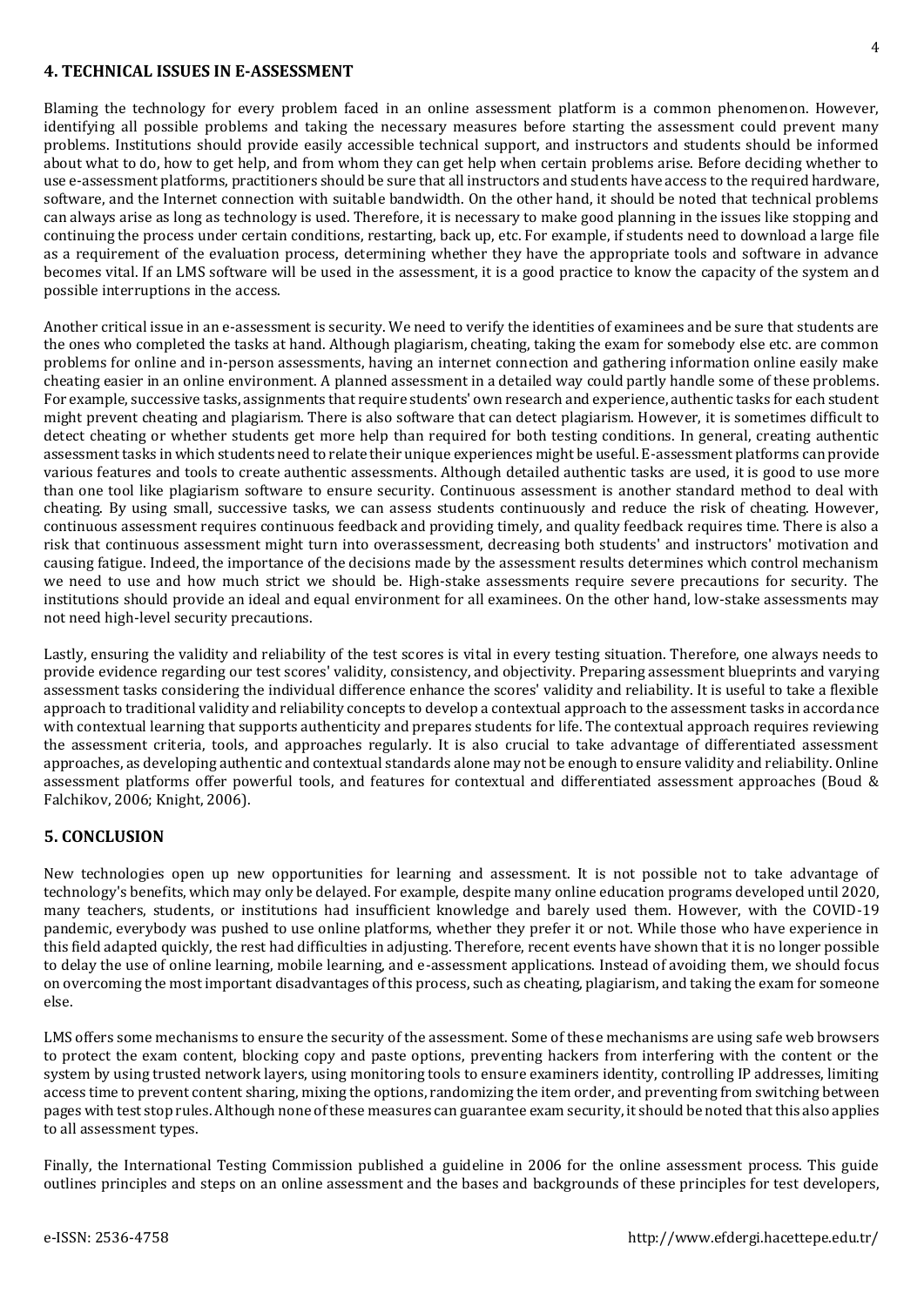## 4. TECHNICAL ISSUES IN E-ASSESSMENT

Blaming the technology for every problem faced in an online assessment platform is a common phenomenon. However, identifying all possible problems and taking the necessary measures before starting the assessment could prevent many problems. Institutions should provide easily accessible technical support, and instructors and students should be informed about what to do, how to get help, and from whom they can get help when certain problems arise. Before deciding whether to use e-assessment platforms, practitioners should be sure that all instructors and students have access to the required hardware, software, and the Internet connection with suitable bandwidth. On the other hand, it should be noted that technical problems can always arise as long as technology is used. Therefore, it is necessary to make good planning in the issues like stopping and continuing the process under certain conditions, restarting, back up, etc. For example, if students need to download a large file as a requirement of the evaluation process, determining whether they have the appropriate tools and software in advance becomes vital. If an LMS software will be used in the assessment, it is a good practice to know the capacity of the system and possible interruptions in the access.

Another critical issue in an e-assessment is security. We need to verify the identities of examinees and be sure that students are the ones who completed the tasks at hand. Although plagiarism, cheating, taking the exam for somebody else etc. are common problems for online and in-person assessments, having an internet connection and gathering information online easily make cheating easier in an online environment. A planned assessment in a detailed way could partly handle some of these problems. For example, successive tasks, assignments that require students' own research and experience, authentic tasks for each student might prevent cheating and plagiarism. There is also software that can detect plagiarism. However, it is sometimes difficult to detect cheating or whether students get more help than required for both testing conditions. In general, creating authentic assessment tasks in which students need to relate their unique experiences might be useful. E-assessment platforms can provide various features and tools to create authentic assessments. Although detailed authentic tasks are used, it is good to use more than one tool like plagiarism software to ensure security. Continuous assessment is another standard method to deal with cheating. By using small, successive tasks, we can assess students continuously and reduce the risk of cheating. However, continuous assessment requires continuous feedback and providing timely, and quality feedback requires time. There is also a risk that continuous assessment might turn into overassessment, decreasing both students' and instructors' motivation and causing fatigue. Indeed, the importance of the decisions made by the assessment results determines which control mechanism we need to use and how much strict we should be. High-stake assessments require severe precautions for security. The institutions should provide an ideal and equal environment for all examinees. On the other hand, low-stake assessments may not need high-level security precautions.

Lastly, ensuring the validity and reliability of the test scores is vital in every testing situation. Therefore, one always needs to provide evidence regarding our test scores' validity, consistency, and objectivity. Preparing assessment blueprints and varying assessment tasks considering the individual difference enhance the scores' validity and reliability. It is useful to take a flexible approach to traditional validity and reliability concepts to develop a contextual approach to the assessment tasks in accordance with contextual learning that supports authenticity and prepares students for life. The contextual approach requires reviewing the assessment criteria, tools, and approaches regularly. It is also crucial to take advantage of differentiated assessment approaches, as developing authentic and contextual standards alone may not be enough to ensure validity and reliability. Online assessment platforms offer powerful tools, and features for contextual and differentiated assessment approaches (Boud & Falchikov, 2006; Knight, 2006).

## 5. CONCLUSION

New technologies open up new opportunities for learning and assessment. It is not possible not to take advantage of technology's benefits, which may only be delayed. For example, despite many online education programs developed until 2020, many teachers, students, or institutions had insufficient knowledge and barely used them. However, with the COVID-19 pandemic, everybody was pushed to use online platforms, whether they prefer it or not. While those who have experience in this field adapted quickly, the rest had difficulties in adjusting. Therefore, recent events have shown that it is no longer possible to delay the use of online learning, mobile learning, and e-assessment applications. Instead of avoiding them, we should focus on overcoming the most important disadvantages of this process, such as cheating, plagiarism, and taking the exam for someone else.

LMS offers some mechanisms to ensure the security of the assessment. Some of these mechanisms are using safe web browsers to protect the exam content, blocking copy and paste options, preventing hackers from interfering with the content or the system by using trusted network layers, using monitoring tools to ensure examiners identity, controlling IP addresses, limiting access time to prevent content sharing, mixing the options, randomizing the item order, and preventing from switching between pages with test stop rules. Although none of these measures can guarantee exam security, it should be noted that this also applies to all assessment types.

Finally, the International Testing Commission published a guideline in 2006 for the online assessment process. This guide outlines principles and steps on an online assessment and the bases and backgrounds of these principles for test developers,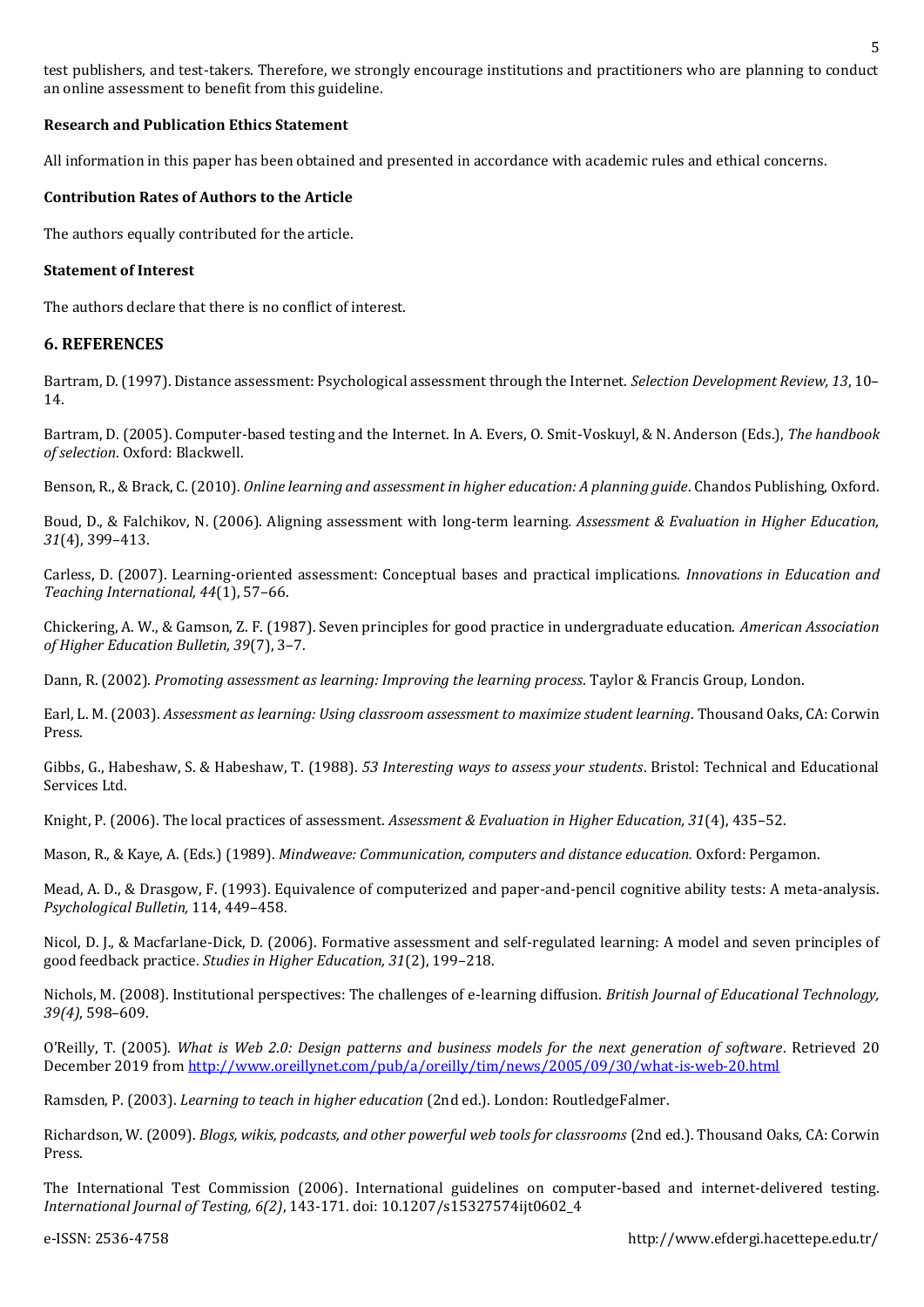test publishers, and test-takers. Therefore, we strongly encourage institutions and practitioners who are planning to conduct an online assessment to benefit from this guideline.

**Research and Publication Ethics Statement**

All information in this paper has been obtained and presented in accordance with academic rules and ethical concerns.

**Contribution Rates of Authors to the Article**

The authors equally contributed for the article.

**Statement of Interest**

The authors declare that there is no conflict of interest.

## 6. REFERENCES

Bartram, D. (1997). Distance assessment: Psychological assessment through the Internet. *Selection Development Review, 13*, 10–14.

Bartram, D. (2005). Computer-based testing and the Internet. In A. Evers, O. Smit-Voskuyl, & N. Anderson (Eds.), *The handbook of selection*. Oxford: Blackwell.

Benson, R., & Brack, C. (2010). *Online learning and assessment in higher education: A planning guide*. Chandos Publishing, Oxford.

Boud, D., & Falchikov, N. (2006). Aligning assessment with long-term learning. *Assessment & Evaluation in Higher Education, 31*(4), 399–413.

Carless, D. (2007). Learning-oriented assessment: Conceptual bases and practical implications. *Innovations in Education and Teaching International, 44*(1), 57–66.

Chickering, A. W., & Gamson, Z. F. (1987). Seven principles for good practice in undergraduate education. *American Association of Higher Education Bulletin, 39*(7), 3–7.

Dann, R. (2002). *Promoting assessment as learning: Improving the learning process*. Taylor & Francis Group, London.

Earl, L. M. (2003). *Assessment as learning: Using classroom assessment to maximize student learning*. Thousand Oaks, CA: Corwin Press.

Gibbs, G., Habeshaw, S. & Habeshaw, T. (1988). *53 Interesting ways to assess your students*. Bristol: Technical and Educational Services Ltd.

Knight, P. (2006). The local practices of assessment. *Assessment & Evaluation in Higher Education, 31*(4), 435–52.

Mason, R., & Kaye, A. (Eds.) (1989). *Mindweave: Communication, computers and distance education.* Oxford: Pergamon.

Mead, A. D., & Drasgow, F. (1993). Equivalence of computerized and paper-and-pencil cognitive ability tests: A meta-analysis. *Psychological Bulletin,* 114, 449–458.

Nicol, D. J., & Macfarlane-Dick, D. (2006). Formative assessment and self-regulated learning: A model and seven principles of good feedback practice. *Studies in Higher Education, 31*(2), 199–218.

Nichols, M. (2008). Institutional perspectives: The challenges of e-learning diffusion. *British Journal of Educational Technology, 39(4)*, 598–609.

O'Reilly, T. (2005). *What is Web 2.0: Design patterns and business models for the next generation of software*. Retrieved 20 December 2019 from http://www.oreillynet.com/pub/a/oreilly/tim/news/2005/09/30/what-is-web-20.html

Ramsden, P. (2003). *Learning to teach in higher education* (2nd ed.). London: RoutledgeFalmer.

Richardson, W. (2009). *Blogs, wikis, podcasts, and other powerful web tools for classrooms* (2nd ed.). Thousand Oaks, CA: Corwin Press.

The International Test Commission (2006). International guidelines on computer-based and internet-delivered testing. *International Journal of Testing, 6(2)*, 143-171. doi: 10.1207/s15327574ijt0602_4